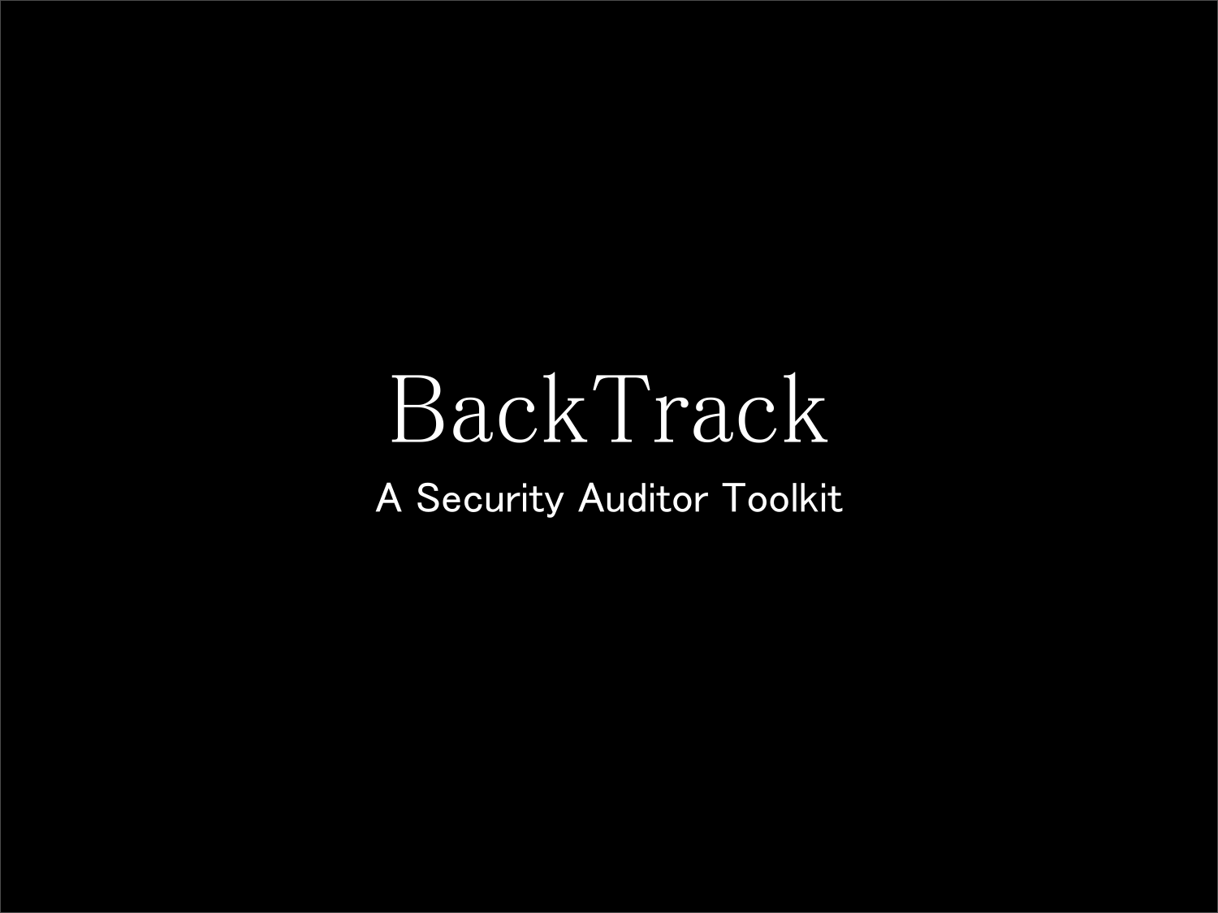# BackTrack

A Security Auditor Toolkit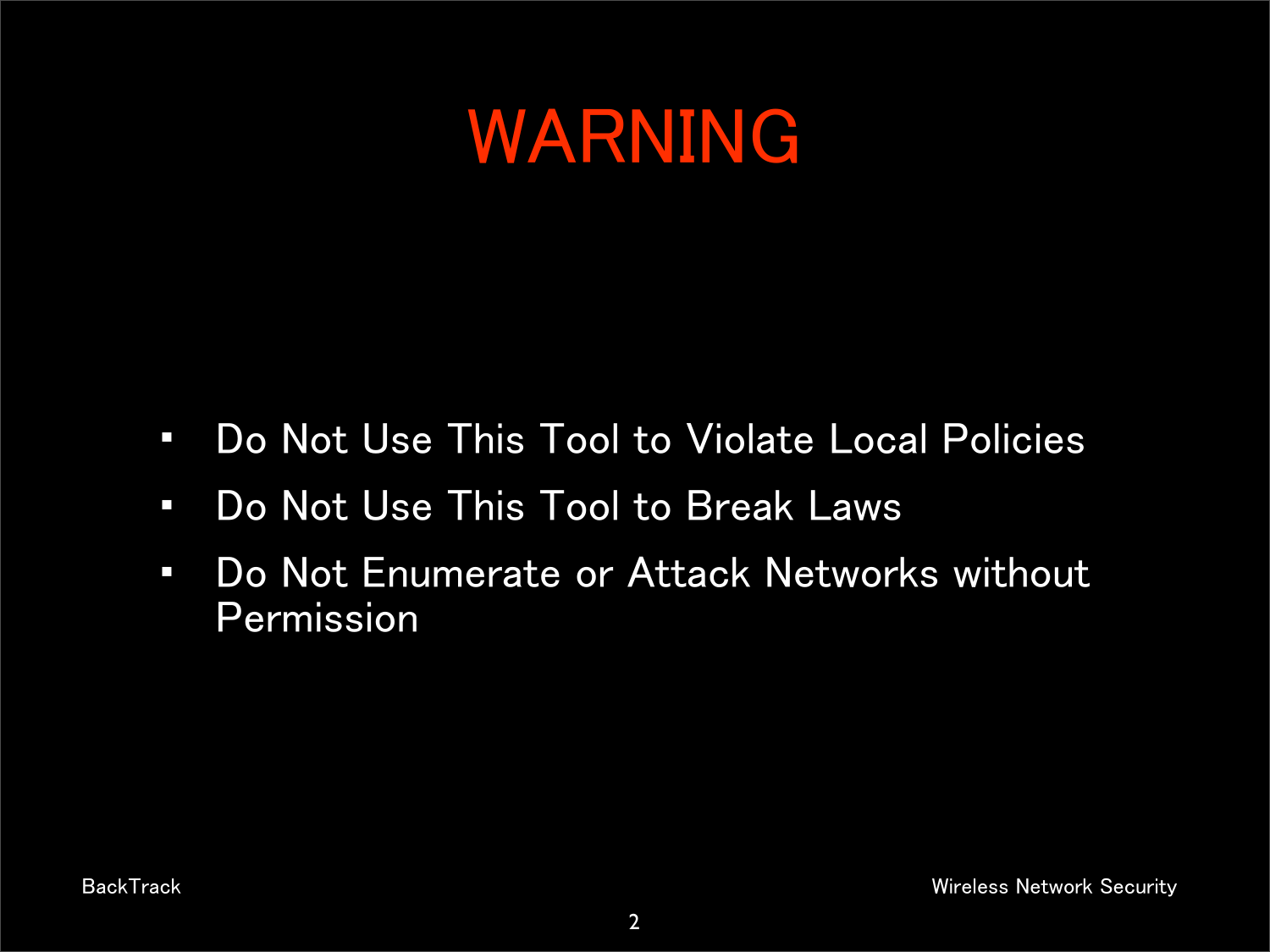# WARNING

- Do Not Use This Tool to Violate Local Policies
- Do Not Use This Tool to Break Laws
- Do Not Enumerate or Attack Networks without Permission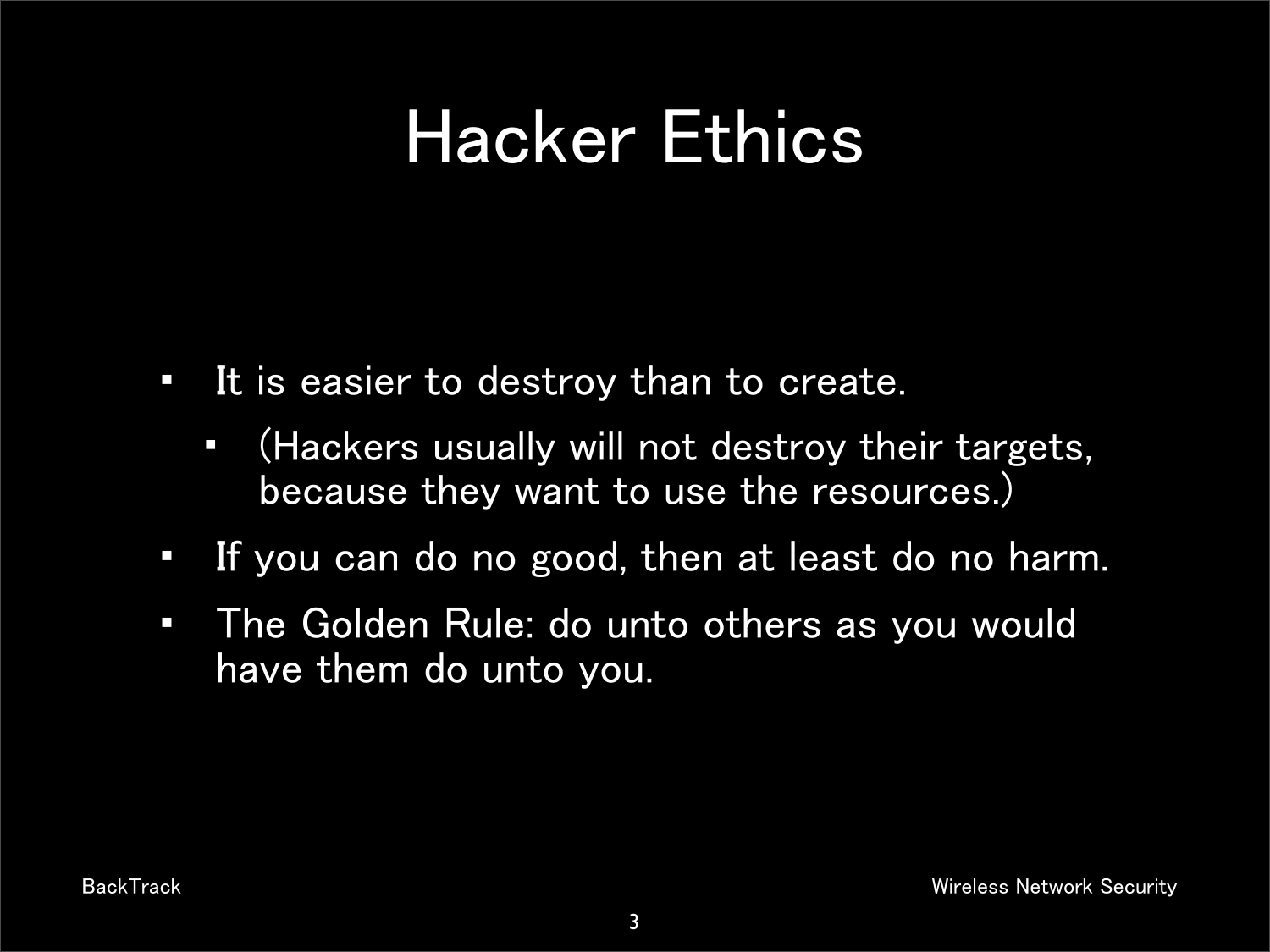# Hacker Ethics

- It is easier to destroy than to create.
  - (Hackers usually will not destroy their targets, because they want to use the resources.)
- If you can do no good, then at least do no harm.
- The Golden Rule: do unto others as you would have them do unto you.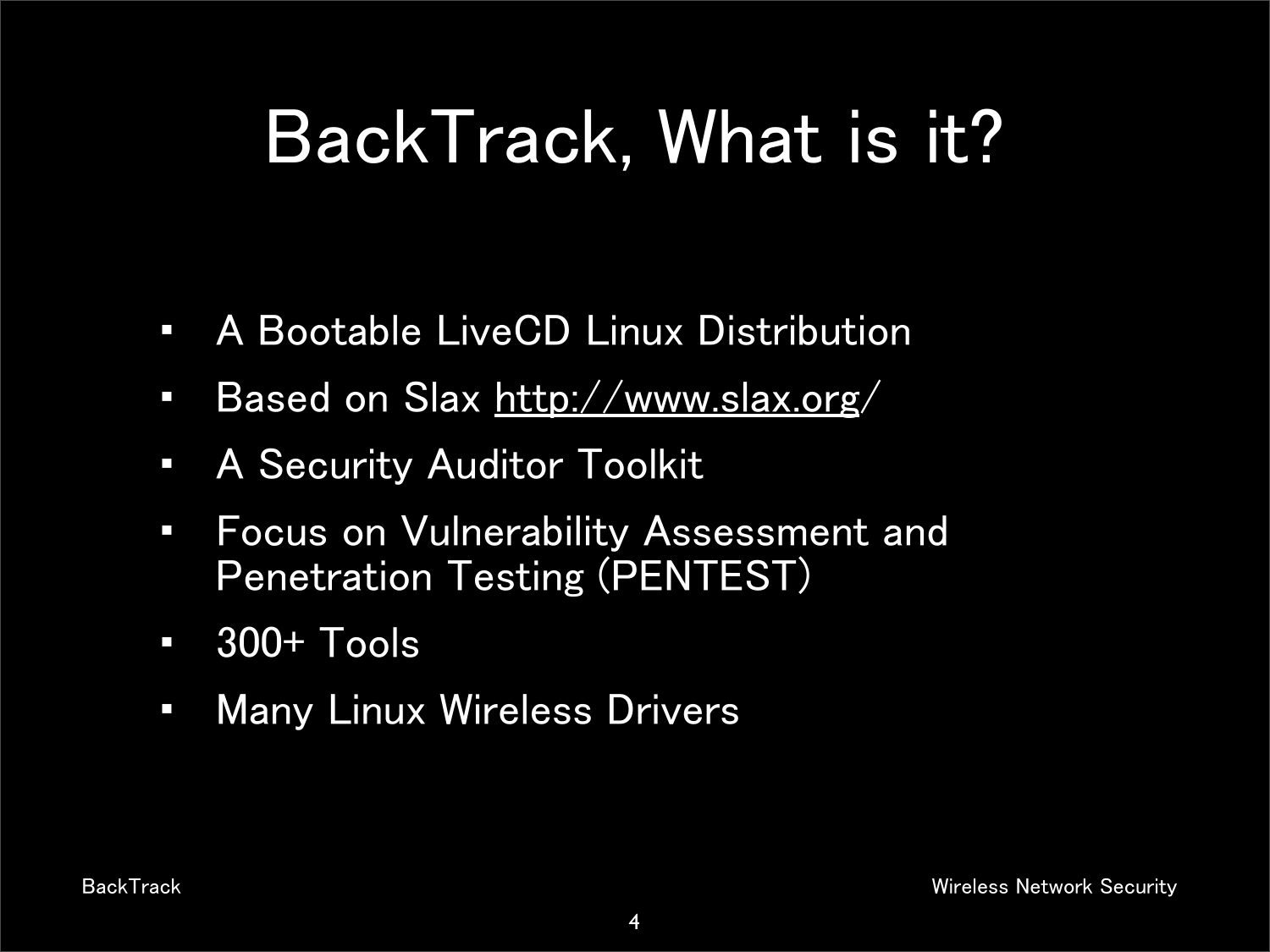# BackTrack, What is it?

- A Bootable LiveCD Linux Distribution
- Based on Slax http://www.slax.org/
- A Security Auditor Toolkit
- Focus on Vulnerability Assessment and Penetration Testing (PENTEST)
- 300+ Tools
- Many Linux Wireless Drivers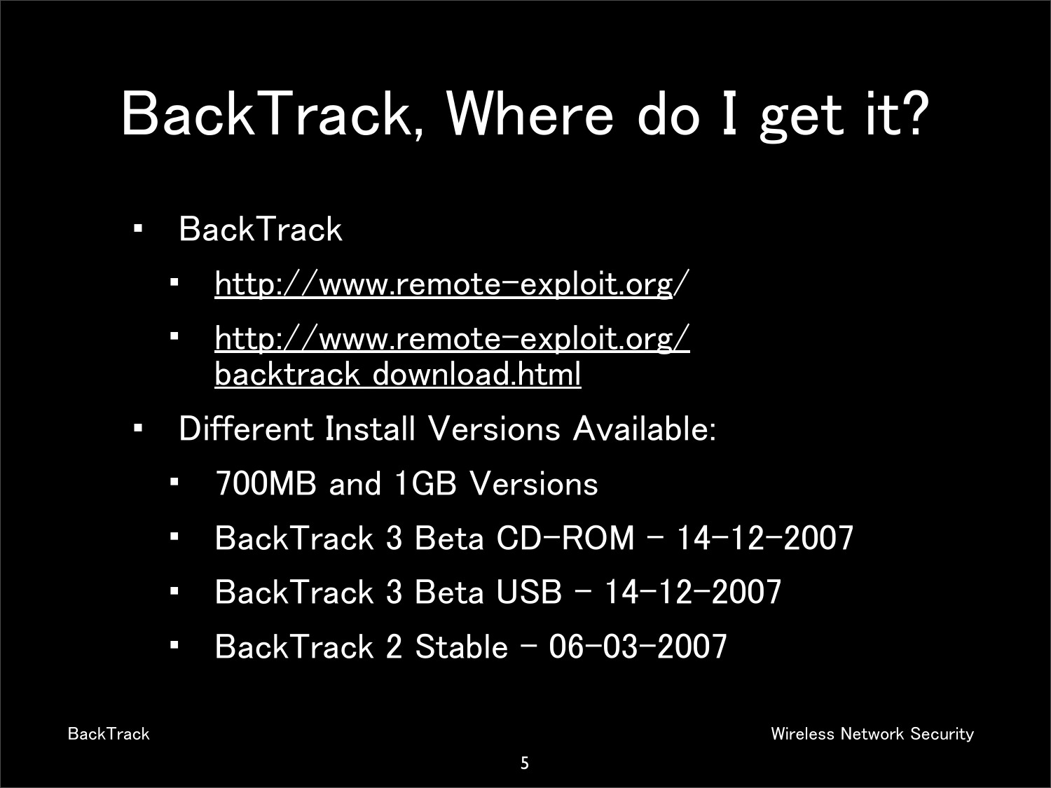# BackTrack, Where do I get it?

- BackTrack
  - http://www.remote-exploit.org/
  - http://www.remote-exploit.org/backtrack_download.html
- Different Install Versions Available:
  - 700MB and 1GB Versions
  - BackTrack 3 Beta CD-ROM – 14-12-2007
  - BackTrack 3 Beta USB – 14-12-2007
  - BackTrack 2 Stable – 06-03-2007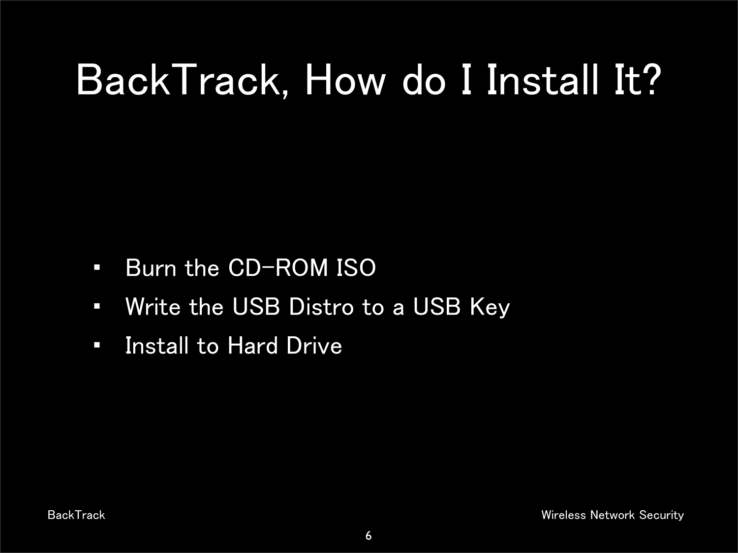# BackTrack, How do I Install It?

- Burn the CD-ROM ISO
- Write the USB Distro to a USB Key
- Install to Hard Drive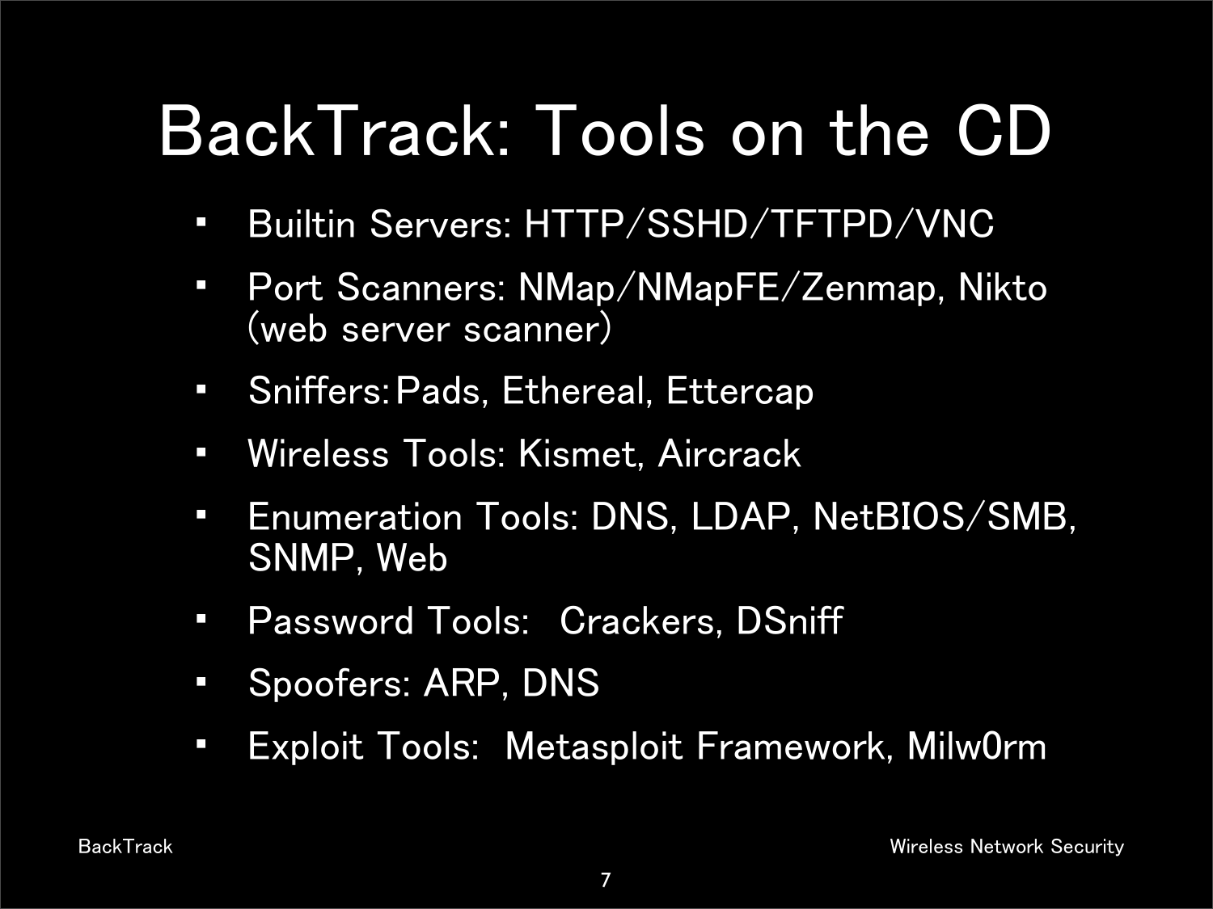# BackTrack: Tools on the CD

- Builtin Servers: HTTP/SSHD/TFTPD/VNC
- Port Scanners: NMap/NMapFE/Zenmap, Nikto (web server scanner)
- Sniffers: Pads, Ethereal, Ettercap
- Wireless Tools: Kismet, Aircrack
- Enumeration Tools: DNS, LDAP, NetBIOS/SMB, SNMP, Web
- Password Tools: Crackers, DSniff
- Spoofers: ARP, DNS
- Exploit Tools: Metasploit Framework, Milw0rm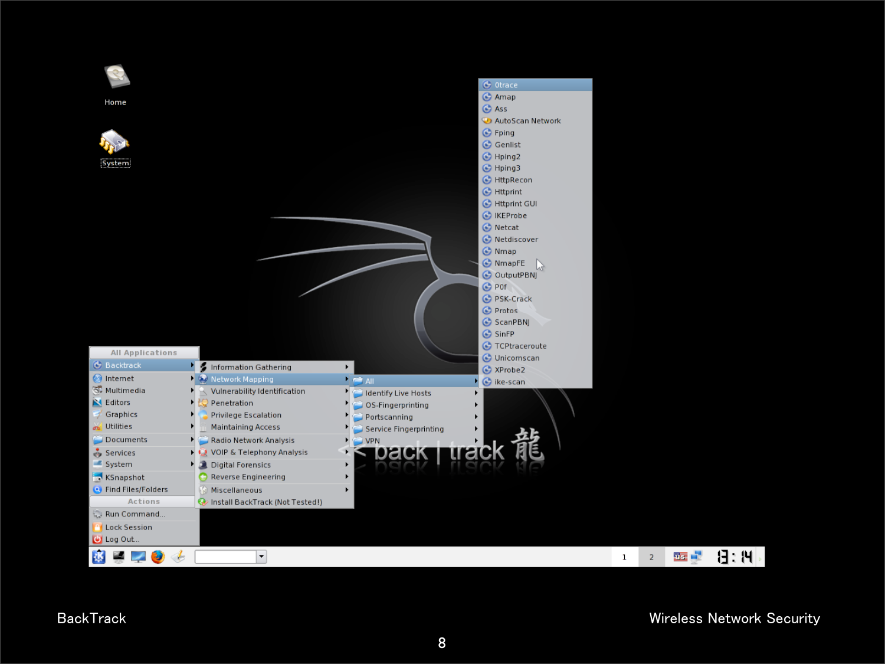- Home
- System

**All Applications**

- Backtrack
- Internet
- Multimedia
- Editors
- Graphics
- Utilities
- Documents
- Services
- System
- KSnapshot
- Find Files/Folders

**Actions**

- Run Command...
- Lock Session
- Log Out...

Backtrack:

- Information Gathering
- Network Mapping
- Vulnerability Identification
- Penetration
- Privilege Escalation
- Maintaining Access
- Radio Network Analysis
- VOIP & Telephony Analysis
- Digital Forensics
- Reverse Engineering
- Miscellaneous
- Install BackTrack (Not Tested!)

Network Mapping:

- All
- Identify Live Hosts
- OS-Fingerprinting
- Portscanning
- Service Fingerprinting
- VPN

All:

- 0trace
- Amap
- Ass
- AutoScan Network
- Fping
- Genlist
- Hping2
- Hping3
- HttpRecon
- Httprint
- Httprint GUI
- IKEProbe
- Netcat
- Netdiscover
- Nmap
- NmapFE
- OutputPBNJ
- P0f
- PSK-Crack
- Protos
- ScanPBNJ
- SinFP
- TCPtraceroute
- Unicornscan
- XProbe2
- ike-scan

back | track 龍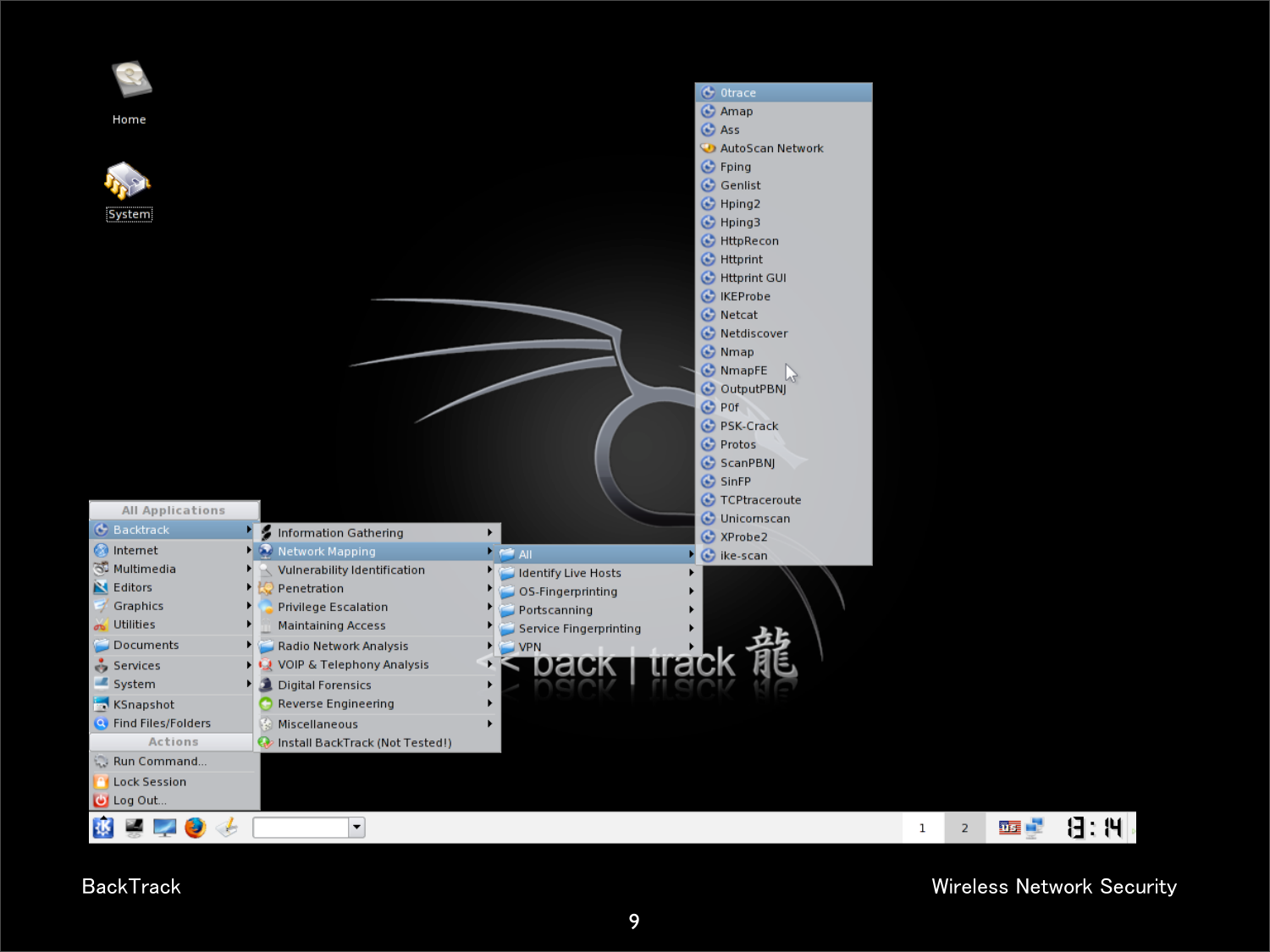Home

System

- All Applications
  - Backtrack
  - Internet
  - Multimedia
  - Editors
  - Graphics
  - Utilities
  - Documents
  - Services
  - System
  - KSnapshot
  - Find Files/Folders
- Actions
  - Run Command...
  - Lock Session
  - Log Out...

Backtrack:

- Information Gathering
- Network Mapping
- Vulnerability Identification
- Penetration
- Privilege Escalation
- Maintaining Access
- Radio Network Analysis
- VOIP & Telephony Analysis
- Digital Forensics
- Reverse Engineering
- Miscellaneous
- Install BackTrack (Not Tested!)

Network Mapping:

- All
- Identify Live Hosts
- OS-Fingerprinting
- Portscanning
- Service Fingerprinting
- VPN

All:

- 0trace
- Amap
- Ass
- AutoScan Network
- Fping
- Genlist
- Hping2
- Hping3
- HttpRecon
- Httprint
- Httprint GUI
- IKEProbe
- Netcat
- Netdiscover
- Nmap
- NmapFE
- OutputPBNJ
- P0f
- PSK-Crack
- Protos
- ScanPBNJ
- SinFP
- TCPtraceroute
- Unicornscan
- XProbe2
- ike-scan

<< back | track 龍

BackTrack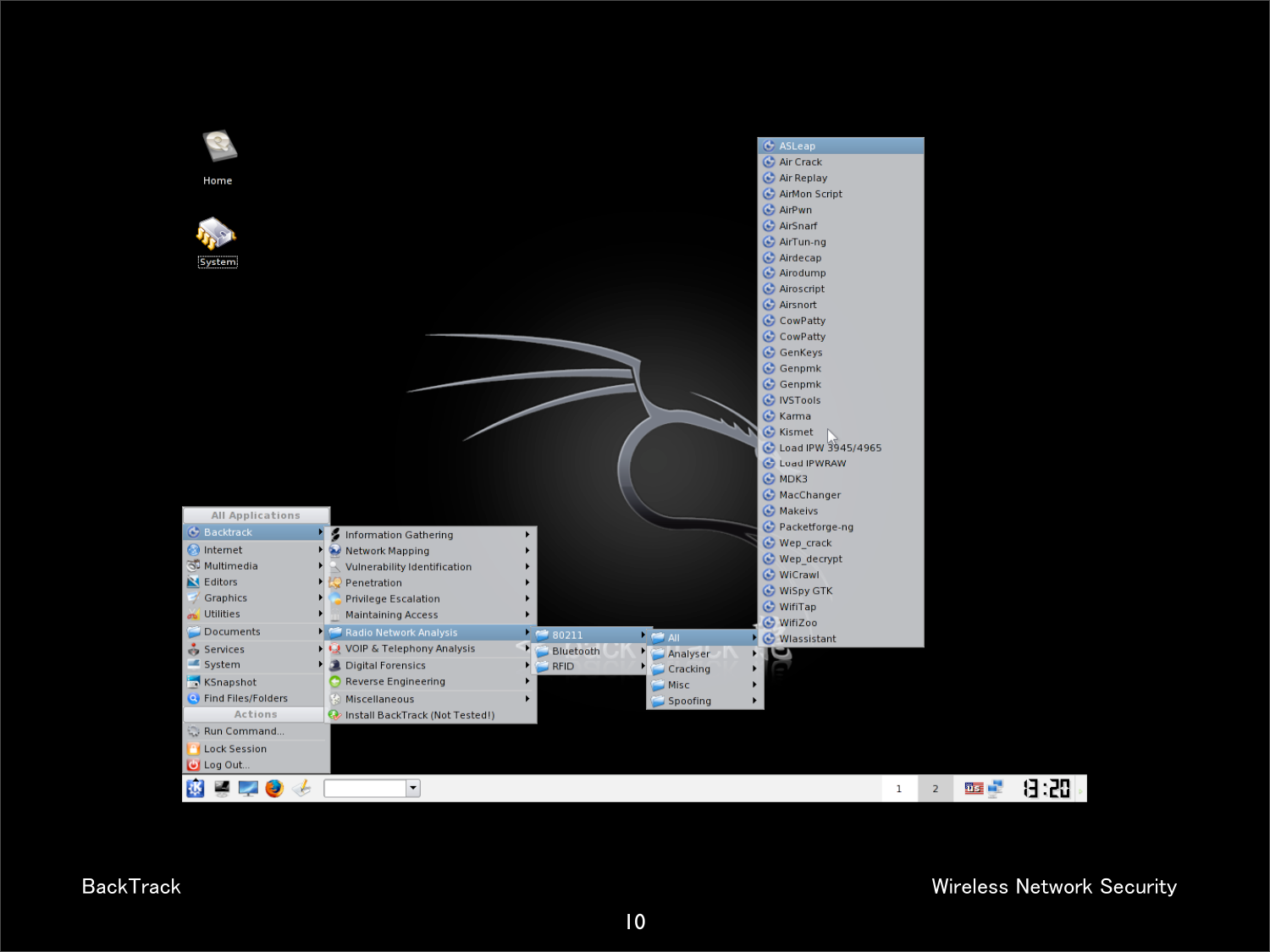- All Applications
  - Backtrack
    - Information Gathering
    - Network Mapping
    - Vulnerability Identification
    - Penetration
    - Privilege Escalation
    - Maintaining Access
    - Radio Network Analysis
      - 80211
        - All
          - ASLeap
          - Air Crack
          - Air Replay
          - AirMon Script
          - AirPwn
          - AirSnarf
          - AirTun-ng
          - Airdecap
          - Airodump
          - Airoscript
          - Airsnort
          - CowPatty
          - CowPatty
          - GenKeys
          - Genpmk
          - Genpmk
          - IVSTools
          - Karma
          - Kismet
          - Load IPW 3945/4965
          - Load IPWRAW
          - MDK3
          - MacChanger
          - Makeivs
          - Packetforge-ng
          - Wep_crack
          - Wep_decrypt
          - WiCrawl
          - WiSpy GTK
          - WifiTap
          - WifiZoo
          - Wlassistant
        - Analyser
        - Cracking
        - Misc
        - Spoofing
      - Bluetooth
      - RFID
    - VOIP & Telephony Analysis
    - Digital Forensics
    - Reverse Engineering
    - Miscellaneous
    - Install BackTrack (Not Tested!)
  - Internet
  - Multimedia
  - Editors
  - Graphics
  - Utilities
  - Documents
  - Services
  - System
  - KSnapshot
  - Find Files/Folders
- Actions
  - Run Command...
  - Lock Session
  - Log Out...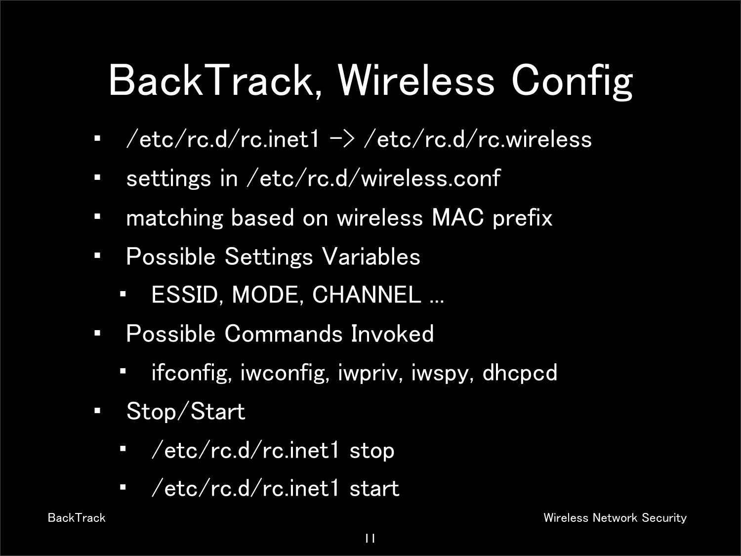# BackTrack, Wireless Config

- /etc/rc.d/rc.inet1 -> /etc/rc.d/rc.wireless
- settings in /etc/rc.d/wireless.conf
- matching based on wireless MAC prefix
- Possible Settings Variables
  - ESSID, MODE, CHANNEL ...
- Possible Commands Invoked
  - ifconfig, iwconfig, iwpriv, iwspy, dhcpcd
- Stop/Start
  - /etc/rc.d/rc.inet1 stop
  - /etc/rc.d/rc.inet1 start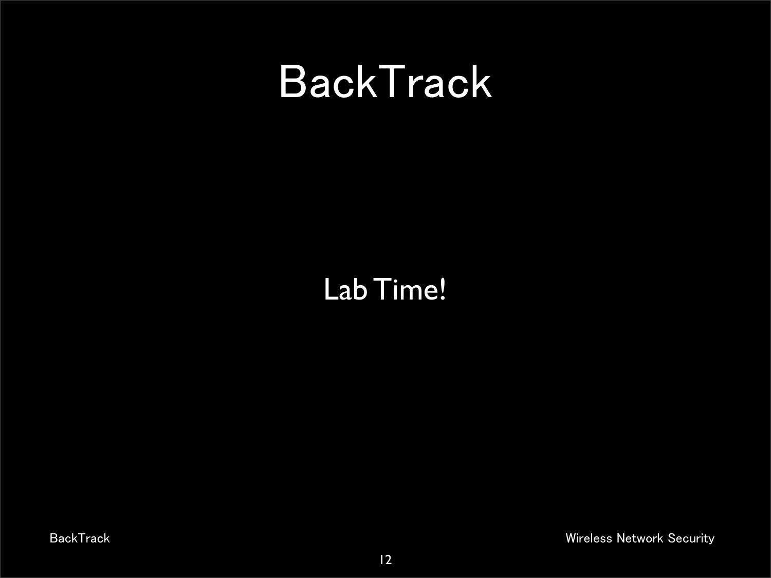# BackTrack

Lab Time!